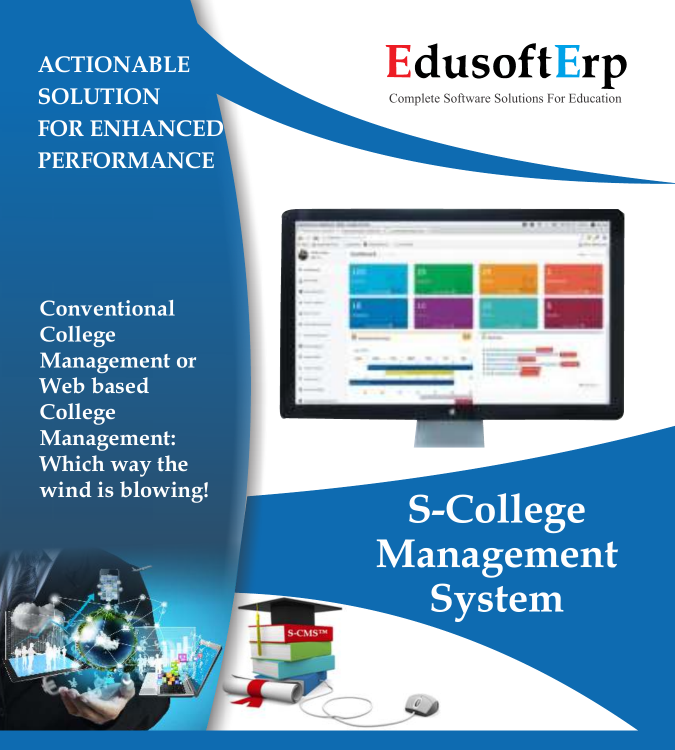# EdusoftErp

Complete Software Solutions For Education

## ACTIONABLE SOLUTION FOR ENHANCED PERFORMANCE

Conventional College Management or Web based College Management: Which way the wind is blowing!

# S-College Management System

S-CMS™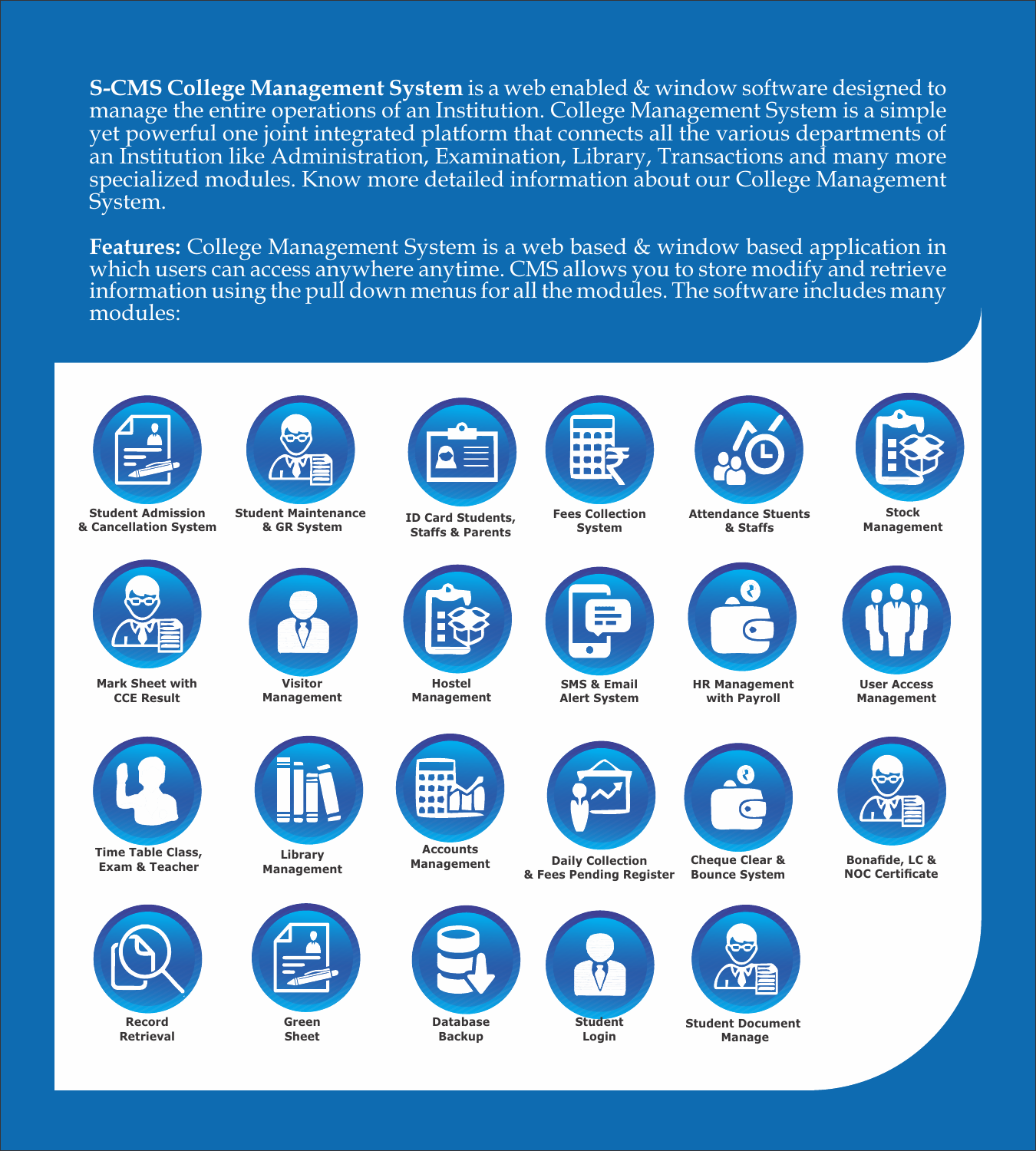**S-CMS College Management System** is a web enabled & window software designed to manage the entire operations of an Institution. College Management System is a simple yet powerful one joint integrated platform that connects all the various departments of an Institution like Administration, Examination, Library, Transactions and many more specialized modules. Know more detailed information about our College Management System.

**Features:** College Management System is a web based & window based application in which users can access anywhere anytime. CMS allows you to store modify and retrieve information using the pull down menus for all the modules. The software includes many modules:

- Student Admission & Cancellation System
- Student Maintenance & GR System
- ID Card Students, Staffs & Parents
- Fees Collection System
- Attendance Stuents & Staffs
- Stock Management
- Mark Sheet with CCE Result
- Visitor Management
- Hostel Management
- SMS & Email Alert System
- HR Management with Payroll
- User Access Management
- Time Table Class, Exam & Teacher
- Library Management
- Accounts Management
- Daily Collection & Fees Pending Register
- Cheque Clear & Bounce System
- Bonafide, LC & NOC Certificate
- Record Retrieval
- Green Sheet
- Database Backup
- Student Login
- Student Document Manage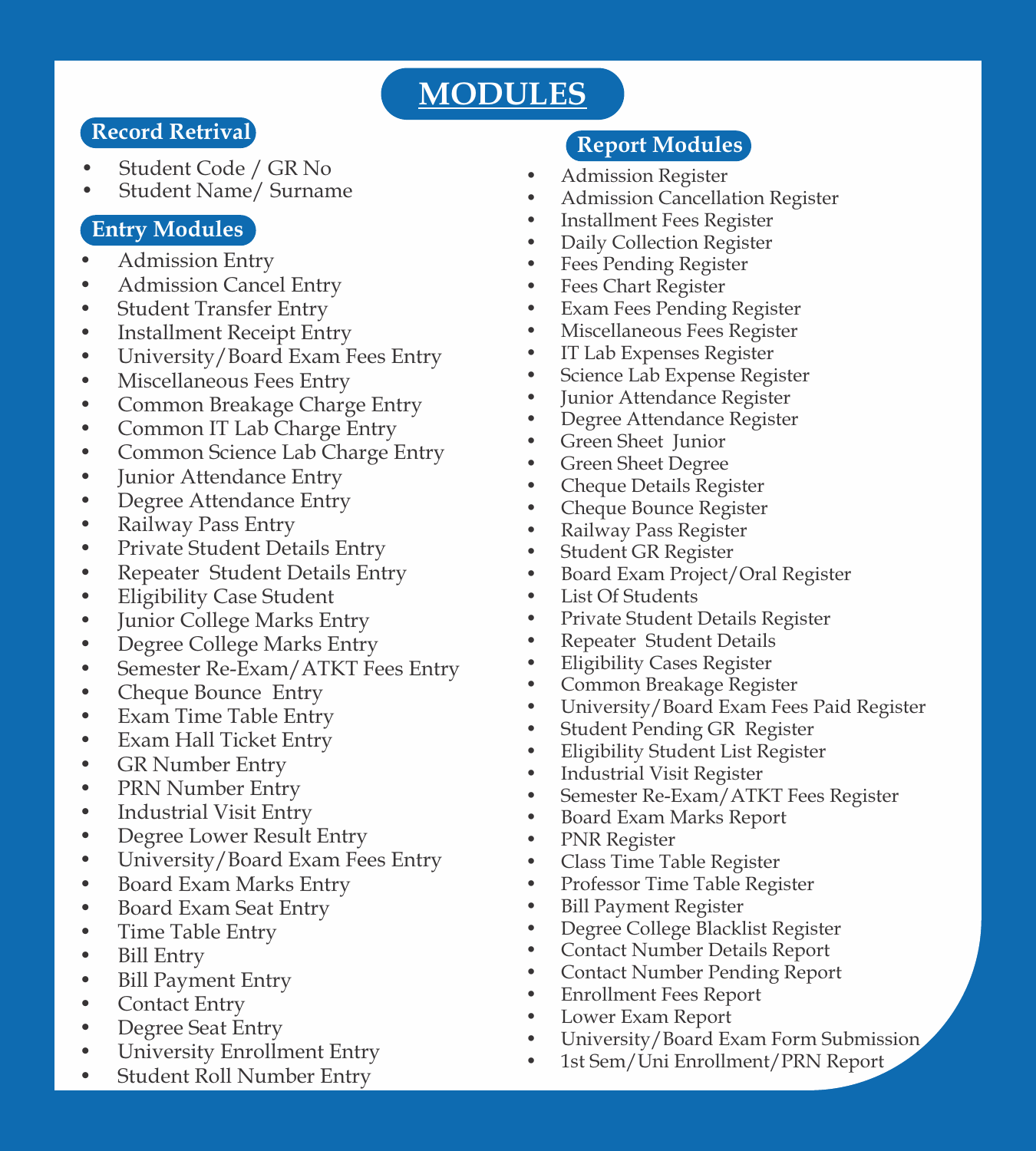# MODULES

## Record Retrival

- Student Code / GR No
- Student Name/ Surname

## Entry Modules

- Admission Entry
- Admission Cancel Entry
- Student Transfer Entry
- Installment Receipt Entry
- University/Board Exam Fees Entry
- Miscellaneous Fees Entry
- Common Breakage Charge Entry
- Common IT Lab Charge Entry
- Common Science Lab Charge Entry
- Junior Attendance Entry
- Degree Attendance Entry
- Railway Pass Entry
- Private Student Details Entry
- Repeater Student Details Entry
- Eligibility Case Student
- Junior College Marks Entry
- Degree College Marks Entry
- Semester Re-Exam/ATKT Fees Entry
- Cheque Bounce Entry
- Exam Time Table Entry
- Exam Hall Ticket Entry
- GR Number Entry
- PRN Number Entry
- Industrial Visit Entry
- Degree Lower Result Entry
- University/Board Exam Fees Entry
- Board Exam Marks Entry
- Board Exam Seat Entry
- Time Table Entry
- Bill Entry
- Bill Payment Entry
- Contact Entry
- Degree Seat Entry
- University Enrollment Entry
- Student Roll Number Entry

## Report Modules

- Admission Register
- Admission Cancellation Register
- Installment Fees Register
- Daily Collection Register
- Fees Pending Register
- Fees Chart Register
- Exam Fees Pending Register
- Miscellaneous Fees Register
- IT Lab Expenses Register
- Science Lab Expense Register
- Junior Attendance Register
- Degree Attendance Register
- Green Sheet Junior
- Green Sheet Degree
- Cheque Details Register
- Cheque Bounce Register
- Railway Pass Register
- Student GR Register
- Board Exam Project/Oral Register
- List Of Students
- Private Student Details Register
- Repeater Student Details
- Eligibility Cases Register
- Common Breakage Register
- University/Board Exam Fees Paid Register
- Student Pending GR Register
- Eligibility Student List Register
- Industrial Visit Register
- Semester Re-Exam/ATKT Fees Register
- Board Exam Marks Report
- PNR Register
- Class Time Table Register
- Professor Time Table Register
- Bill Payment Register
- Degree College Blacklist Register
- Contact Number Details Report
- Contact Number Pending Report
- Enrollment Fees Report
- Lower Exam Report
- University/Board Exam Form Submission
- 1st Sem/Uni Enrollment/PRN Report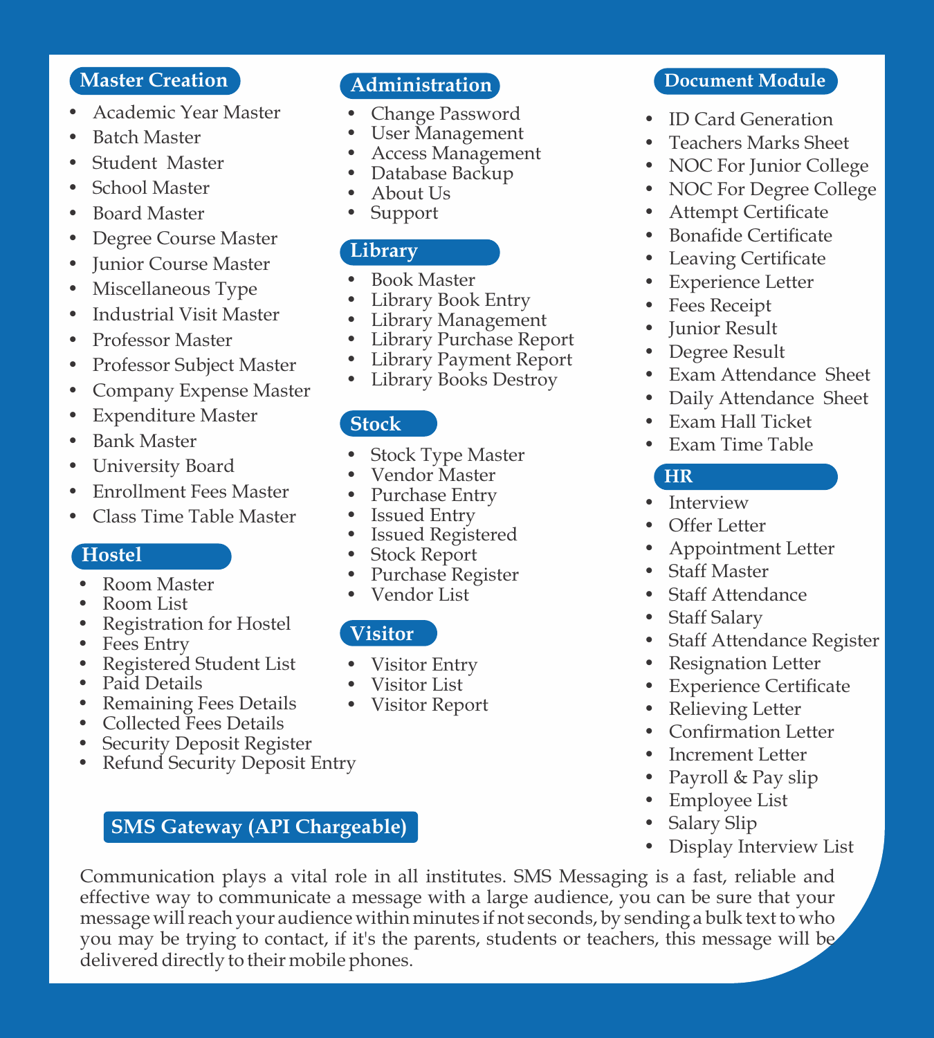## Master Creation

- Academic Year Master
- Batch Master
- Student Master
- School Master
- Board Master
- Degree Course Master
- Junior Course Master
- Miscellaneous Type
- Industrial Visit Master
- Professor Master
- Professor Subject Master
- Company Expense Master
- Expenditure Master
- Bank Master
- University Board
- Enrollment Fees Master
- Class Time Table Master

## Hostel

- Room Master
- Room List
- Registration for Hostel
- Fees Entry
- Registered Student List
- Paid Details
- Remaining Fees Details
- Collected Fees Details
- Security Deposit Register
- Refund Security Deposit Entry

## Administration

- Change Password
- User Management
- Access Management
- Database Backup
- About Us
- Support

## Library

- Book Master
- Library Book Entry
- Library Management
- Library Purchase Report
- Library Payment Report
- Library Books Destroy

## Stock

- Stock Type Master
- Vendor Master
- Purchase Entry
- Issued Entry
- Issued Registered
- Stock Report
- Purchase Register
- Vendor List

## Visitor

- Visitor Entry
- Visitor List
- Visitor Report

## Document Module

- ID Card Generation
- Teachers Marks Sheet
- NOC For Junior College
- NOC For Degree College
- Attempt Certificate
- Bonafide Certificate
- Leaving Certificate
- Experience Letter
- Fees Receipt
- Junior Result
- Degree Result
- Exam Attendance Sheet
- Daily Attendance Sheet
- Exam Hall Ticket
- Exam Time Table

## HR

- Interview
- Offer Letter
- Appointment Letter
- Staff Master
- Staff Attendance
- Staff Salary
- Staff Attendance Register
- Resignation Letter
- Experience Certificate
- Relieving Letter
- Confirmation Letter
- Increment Letter
- Payroll & Pay slip
- Employee List
- Salary Slip
- Display Interview List

## SMS Gateway (API Chargeable)

Communication plays a vital role in all institutes. SMS Messaging is a fast, reliable and effective way to communicate a message with a large audience, you can be sure that your message will reach your audience within minutes if not seconds, by sending a bulk text to who you may be trying to contact, if it's the parents, students or teachers, this message will be delivered directly to their mobile phones.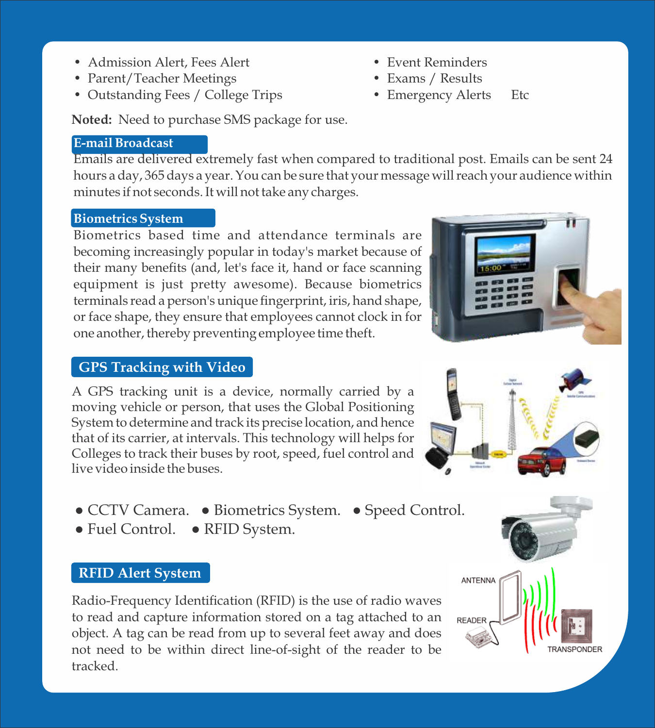- Admission Alert, Fees Alert
- Parent/Teacher Meetings
- Outstanding Fees / College Trips
- Event Reminders
- Exams / Results
- Emergency Alerts Etc

**Noted:** Need to purchase SMS package for use.

## E-mail Broadcast

Emails are delivered extremely fast when compared to traditional post. Emails can be sent 24 hours a day, 365 days a year. You can be sure that your message will reach your audience within minutes if not seconds. It will not take any charges.

## Biometrics System

Biometrics based time and attendance terminals are becoming increasingly popular in today's market because of their many benefits (and, let's face it, hand or face scanning equipment is just pretty awesome). Because biometrics terminals read a person's unique fingerprint, iris, hand shape, or face shape, they ensure that employees cannot clock in for one another, thereby preventing employee time theft.

## GPS Tracking with Video

A GPS tracking unit is a device, normally carried by a moving vehicle or person, that uses the Global Positioning System to determine and track its precise location, and hence that of its carrier, at intervals. This technology will helps for Colleges to track their buses by root, speed, fuel control and live video inside the buses.

- CCTV Camera.
- Biometrics System.
- Speed Control.
- Fuel Control.
- RFID System.

## RFID Alert System

Radio-Frequency Identification (RFID) is the use of radio waves to read and capture information stored on a tag attached to an object. A tag can be read from up to several feet away and does not need to be within direct line-of-sight of the reader to be tracked.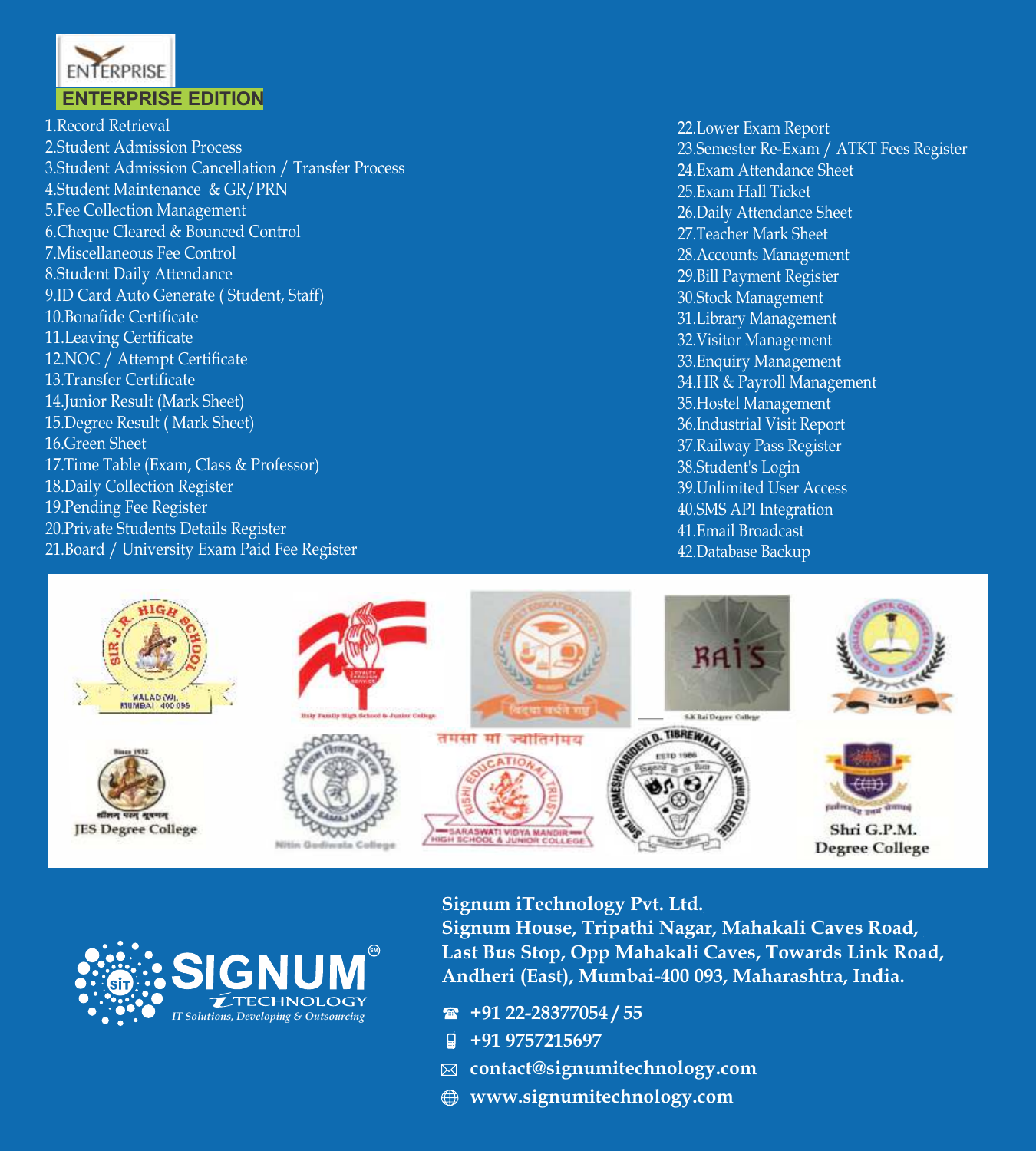## ENTERPRISE EDITION

1.Record Retrieval
2.Student Admission Process
3.Student Admission Cancellation / Transfer Process
4.Student Maintenance & GR/PRN
5.Fee Collection Management
6.Cheque Cleared & Bounced Control
7.Miscellaneous Fee Control
8.Student Daily Attendance
9.ID Card Auto Generate ( Student, Staff)
10.Bonafide Certificate
11.Leaving Certificate
12.NOC / Attempt Certificate
13.Transfer Certificate
14.Junior Result (Mark Sheet)
15.Degree Result ( Mark Sheet)
16.Green Sheet
17.Time Table (Exam, Class & Professor)
18.Daily Collection Register
19.Pending Fee Register
20.Private Students Details Register
21.Board / University Exam Paid Fee Register
22.Lower Exam Report
23.Semester Re-Exam / ATKT Fees Register
24.Exam Attendance Sheet
25.Exam Hall Ticket
26.Daily Attendance Sheet
27.Teacher Mark Sheet
28.Accounts Management
29.Bill Payment Register
30.Stock Management
31.Library Management
32.Visitor Management
33.Enquiry Management
34.HR & Payroll Management
35.Hostel Management
36.Industrial Visit Report
37.Railway Pass Register
38.Student's Login
39.Unlimited User Access
40.SMS API Integration
41.Email Broadcast
42.Database Backup

**Signum iTechnology Pvt. Ltd.**
**Signum House, Tripathi Nagar, Mahakali Caves Road, Last Bus Stop, Opp Mahakali Caves, Towards Link Road, Andheri (East), Mumbai-400 093, Maharashtra, India.**

**+91 22-28377054 / 55**
**+91 9757215697**
**contact@signumitechnology.com**
**www.signumitechnology.com**